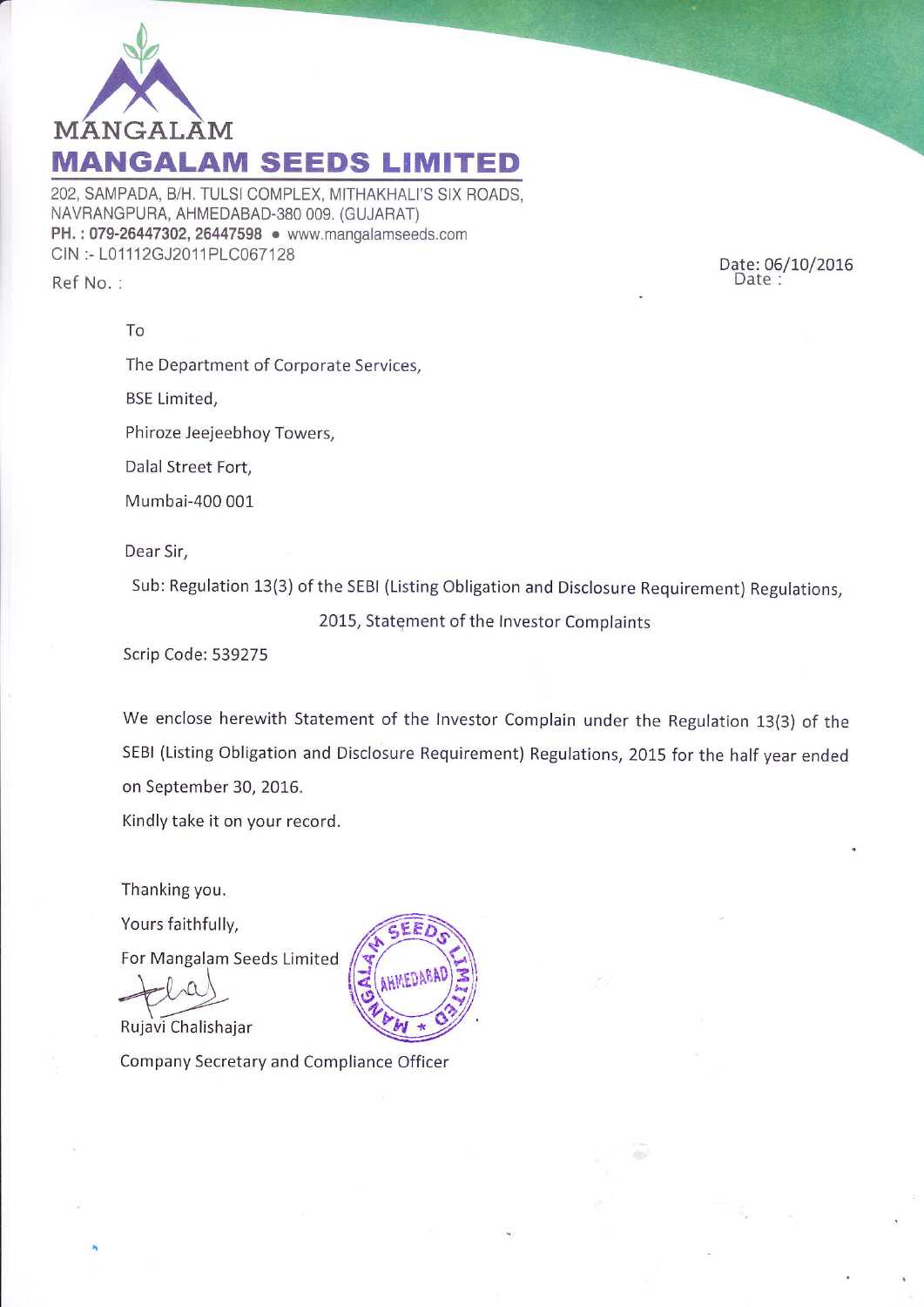MANGALAM

# MANGALAM SEEDS LIMITED

202, SAMPADA, B/H. TULSI COMPLEX, MITHAKHALI'S SIX ROADS, NAVRANGPURA, AHMEDABAD-380 009. (GUJARAT)
**PH. : 079-26447302, 26447598** • www.mangalamseeds.com
CIN :- L01112GJ2011PLC067128

Ref No. :

Date: 06/10/2016

To

The Department of Corporate Services,

BSE Limited,

Phiroze Jeejeebhoy Towers,

Dalal Street Fort,

Mumbai-400 001

Dear Sir,

Sub: Regulation 13(3) of the SEBI (Listing Obligation and Disclosure Requirement) Regulations, 2015, Statement of the Investor Complaints

Scrip Code: 539275

We enclose herewith Statement of the Investor Complain under the Regulation 13(3) of the SEBI (Listing Obligation and Disclosure Requirement) Regulations, 2015 for the half year ended on September 30, 2016.

Kindly take it on your record.

Thanking you.

Yours faithfully,

For Mangalam Seeds Limited

Rujavi Chalishajar

Company Secretary and Compliance Officer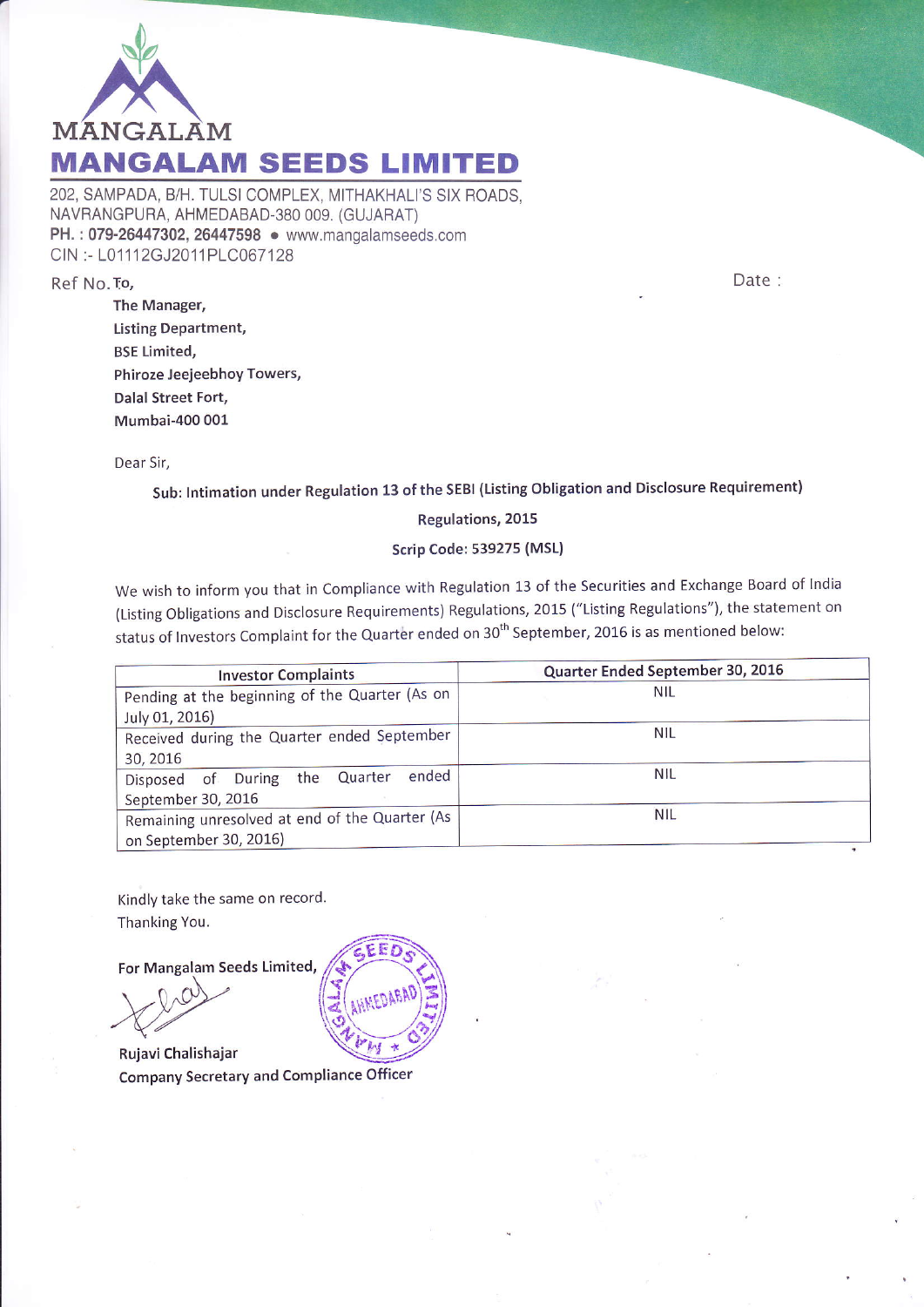MANGALAM

# MANGALAM SEEDS LIMITED

202, SAMPADA, B/H. TULSI COMPLEX, MITHAKHALI'S SIX ROADS, NAVRANGPURA, AHMEDABAD-380 009. (GUJARAT)
**PH. : 079-26447302, 26447598** • www.mangalamseeds.com
CIN :- L01112GJ2011PLC067128

Ref No. To,

Date :

**The Manager,**
**Listing Department,**
**BSE Limited,**
**Phiroze Jeejeebhoy Towers,**
**Dalal Street Fort,**
**Mumbai-400 001**

Dear Sir,

**Sub: Intimation under Regulation 13 of the SEBI (Listing Obligation and Disclosure Requirement) Regulations, 2015**

**Scrip Code: 539275 (MSL)**

We wish to inform you that in Compliance with Regulation 13 of the Securities and Exchange Board of India (Listing Obligations and Disclosure Requirements) Regulations, 2015 ("Listing Regulations"), the statement on status of Investors Complaint for the Quarter ended on 30th September, 2016 is as mentioned below:

| Investor Complaints | Quarter Ended September 30, 2016 |
|---|---|
| Pending at the beginning of the Quarter (As on July 01, 2016) | NIL |
| Received during the Quarter ended September 30, 2016 | NIL |
| Disposed of During the Quarter ended September 30, 2016 | NIL |
| Remaining unresolved at end of the Quarter (As on September 30, 2016) | NIL |

Kindly take the same on record.
Thanking You.

**For Mangalam Seeds Limited,**

**Rujavi Chalishajar**
**Company Secretary and Compliance Officer**